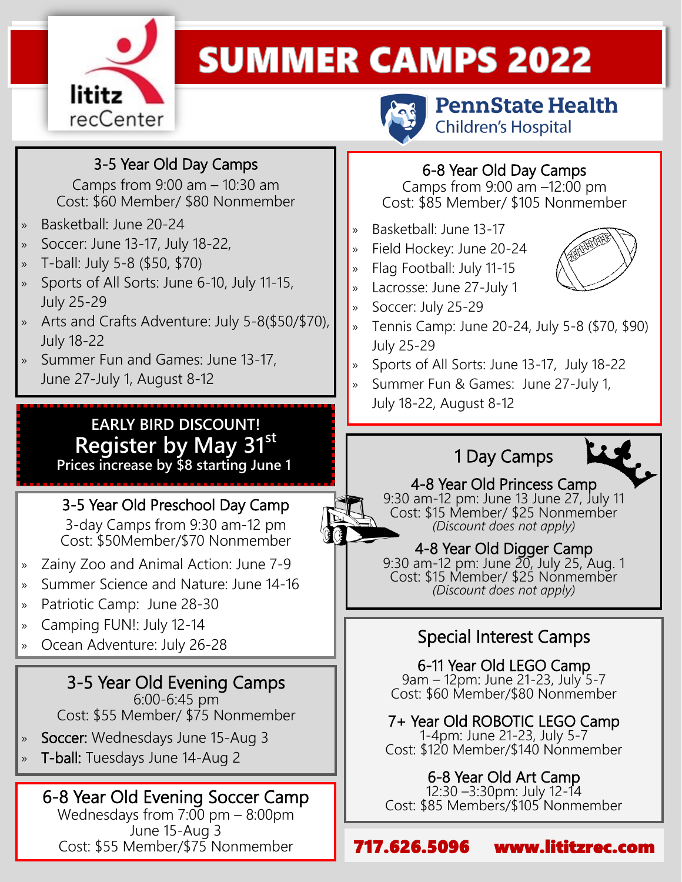# SUMMER CAMPS 2022

lititz recCenter

PennState Health Children's Hospital

## 3-5 Year Old Day Camps

Camps from 9:00 am – 10:30 am
Cost: $60 Member/ $80 Nonmember

- Basketball: June 20-24
- Soccer: June 13-17, July 18-22,
- T-ball: July 5-8 ($50, $70)
- Sports of All Sorts: June 6-10, July 11-15, July 25-29
- Arts and Crafts Adventure: July 5-8($50/$70), July 18-22
- Summer Fun and Games: June 13-17, June 27-July 1, August 8-12

**EARLY BIRD DISCOUNT!**
**Register by May 31st**
**Prices increase by $8 starting June 1**

## 3-5 Year Old Preschool Day Camp

3-day Camps from 9:30 am-12 pm
Cost: $50Member/$70 Nonmember

- Zainy Zoo and Animal Action: June 7-9
- Summer Science and Nature: June 14-16
- Patriotic Camp: June 28-30
- Camping FUN!: July 12-14
- Ocean Adventure: July 26-28

## 3-5 Year Old Evening Camps

6:00-6:45 pm
Cost: $55 Member/ $75 Nonmember

- **Soccer:** Wednesdays June 15-Aug 3
- **T-ball:** Tuesdays June 14-Aug 2

## 6-8 Year Old Evening Soccer Camp

Wednesdays from 7:00 pm – 8:00pm
June 15-Aug 3
Cost: $55 Member/$75 Nonmember

## 6-8 Year Old Day Camps

Camps from 9:00 am –12:00 pm
Cost: $85 Member/ $105 Nonmember

- Basketball: June 13-17
- Field Hockey: June 20-24
- Flag Football: July 11-15
- Lacrosse: June 27-July 1
- Soccer: July 25-29
- Tennis Camp: June 20-24, July 5-8 ($70, $90) July 25-29
- Sports of All Sorts: June 13-17, July 18-22
- Summer Fun & Games: June 27-July 1, July 18-22, August 8-12

## 1 Day Camps

### 4-8 Year Old Princess Camp

9:30 am-12 pm: June 13 June 27, July 11
Cost: $15 Member/ $25 Nonmember
*(Discount does not apply)*

### 4-8 Year Old Digger Camp

9:30 am-12 pm: June 20, July 25, Aug. 1
Cost: $15 Member/ $25 Nonmember
*(Discount does not apply)*

## Special Interest Camps

### 6-11 Year Old LEGO Camp

9am – 12pm: June 21-23, July 5-7
Cost: $60 Member/$80 Nonmember

### 7+ Year Old ROBOTIC LEGO Camp

1-4pm: June 21-23, July 5-7
Cost: $120 Member/$140 Nonmember

### 6-8 Year Old Art Camp

12:30 –3:30pm: July 12-14
Cost: $85 Members/$105 Nonmember

**717.626.5096 www.lititzrec.com**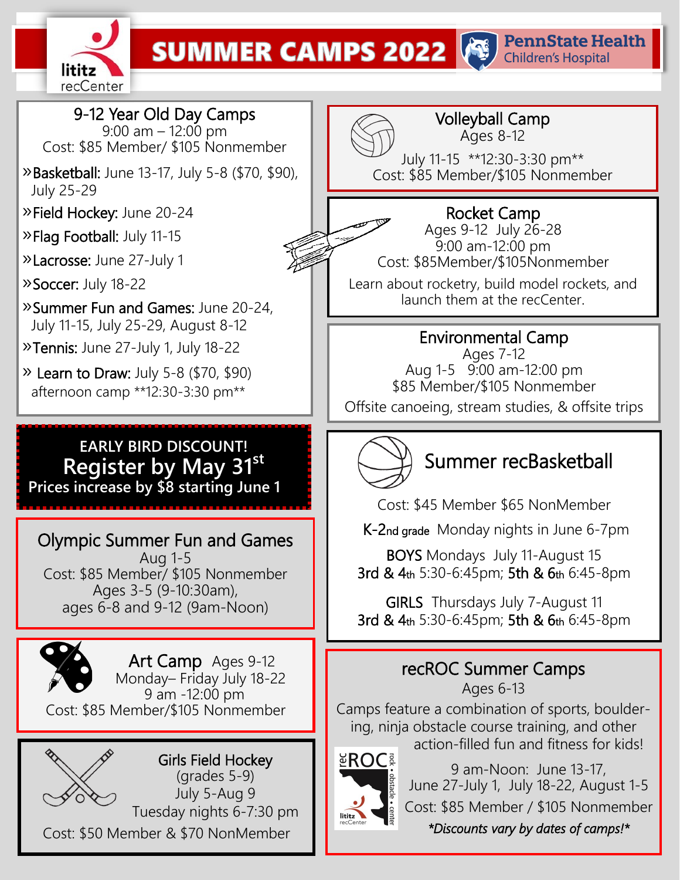# SUMMER CAMPS 2022

lititz recCenter

PennState Health Children's Hospital

## 9-12 Year Old Day Camps

9:00 am – 12:00 pm
Cost: $85 Member/ $105 Nonmember

- **Basketball:** June 13-17, July 5-8 ($70, $90), July 25-29
- **Field Hockey:** June 20-24
- **Flag Football:** July 11-15
- **Lacrosse:** June 27-July 1
- **Soccer:** July 18-22
- **Summer Fun and Games:** June 20-24, July 11-15, July 25-29, August 8-12
- **Tennis:** June 27-July 1, July 18-22
- **Learn to Draw:** July 5-8 ($70, $90) afternoon camp **12:30-3:30 pm**

## EARLY BIRD DISCOUNT!

**Register by May 31st**

**Prices increase by $8 starting June 1**

## Olympic Summer Fun and Games

Aug 1-5
Cost: $85 Member/ $105 Nonmember
Ages 3-5 (9-10:30am),
ages 6-8 and 9-12 (9am-Noon)

## Art Camp

Ages 9-12
Monday– Friday July 18-22
9 am -12:00 pm
Cost: $85 Member/$105 Nonmember

## Girls Field Hockey

(grades 5-9)
July 5-Aug 9
Tuesday nights 6-7:30 pm
Cost: $50 Member & $70 NonMember

## Volleyball Camp

Ages 8-12
July 11-15 **12:30-3:30 pm**
Cost: $85 Member/$105 Nonmember

## Rocket Camp

Ages 9-12 July 26-28
9:00 am-12:00 pm
Cost: $85Member/$105Nonmember

Learn about rocketry, build model rockets, and launch them at the recCenter.

## Environmental Camp

Ages 7-12
Aug 1-5 9:00 am-12:00 pm
$85 Member/$105 Nonmember

Offsite canoeing, stream studies, & offsite trips

## Summer recBasketball

Cost: $45 Member $65 NonMember

K-2nd grade Monday nights in June 6-7pm

BOYS Mondays July 11-August 15
3rd & 4th 5:30-6:45pm; 5th & 6th 6:45-8pm

GIRLS Thursdays July 7-August 11
3rd & 4th 5:30-6:45pm; 5th & 6th 6:45-8pm

## recROC Summer Camps

Ages 6-13

Camps feature a combination of sports, bouldering, ninja obstacle course training, and other action-filled fun and fitness for kids!

recROC rock • obstacle • center

9 am-Noon: June 13-17, June 27-July 1, July 18-22, August 1-5

Cost: $85 Member / $105 Nonmember

*\*Discounts vary by dates of camps!\**